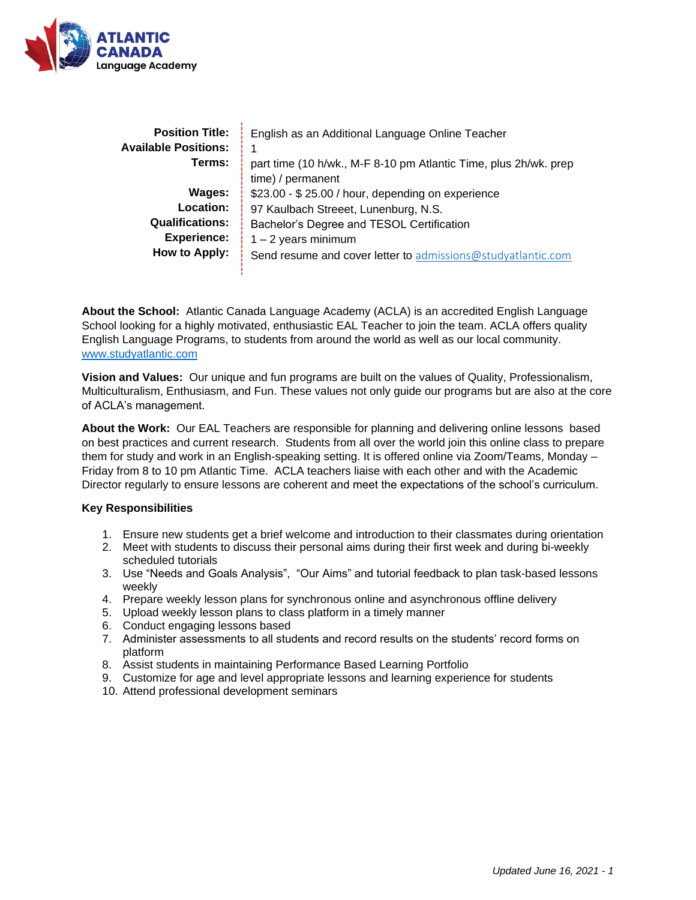ATLANTIC CANADA Language Academy

| | |
|---|---|
| **Position Title:** | English as an Additional Language Online Teacher |
| **Available Positions:** | 1 |
| **Terms:** | part time (10 h/wk., M-F 8-10 pm Atlantic Time, plus 2h/wk. prep time) / permanent |
| **Wages:** | $23.00 - $ 25.00 / hour, depending on experience |
| **Location:** | 97 Kaulbach Streeet, Lunenburg, N.S. |
| **Qualifications:** | Bachelor's Degree and TESOL Certification |
| **Experience:** | 1 – 2 years minimum |
| **How to Apply:** | Send resume and cover letter to admissions@studyatlantic.com |

**About the School:** Atlantic Canada Language Academy (ACLA) is an accredited English Language School looking for a highly motivated, enthusiastic EAL Teacher to join the team. ACLA offers quality English Language Programs, to students from around the world as well as our local community. www.studyatlantic.com

**Vision and Values:** Our unique and fun programs are built on the values of Quality, Professionalism, Multiculturalism, Enthusiasm, and Fun. These values not only guide our programs but are also at the core of ACLA's management.

**About the Work:** Our EAL Teachers are responsible for planning and delivering online lessons based on best practices and current research. Students from all over the world join this online class to prepare them for study and work in an English-speaking setting. It is offered online via Zoom/Teams, Monday – Friday from 8 to 10 pm Atlantic Time. ACLA teachers liaise with each other and with the Academic Director regularly to ensure lessons are coherent and meet the expectations of the school's curriculum.

**Key Responsibilities**

1. Ensure new students get a brief welcome and introduction to their classmates during orientation
2. Meet with students to discuss their personal aims during their first week and during bi-weekly scheduled tutorials
3. Use "Needs and Goals Analysis", "Our Aims" and tutorial feedback to plan task-based lessons weekly
4. Prepare weekly lesson plans for synchronous online and asynchronous offline delivery
5. Upload weekly lesson plans to class platform in a timely manner
6. Conduct engaging lessons based
7. Administer assessments to all students and record results on the students' record forms on platform
8. Assist students in maintaining Performance Based Learning Portfolio
9. Customize for age and level appropriate lessons and learning experience for students
10. Attend professional development seminars

*Updated June 16, 2021*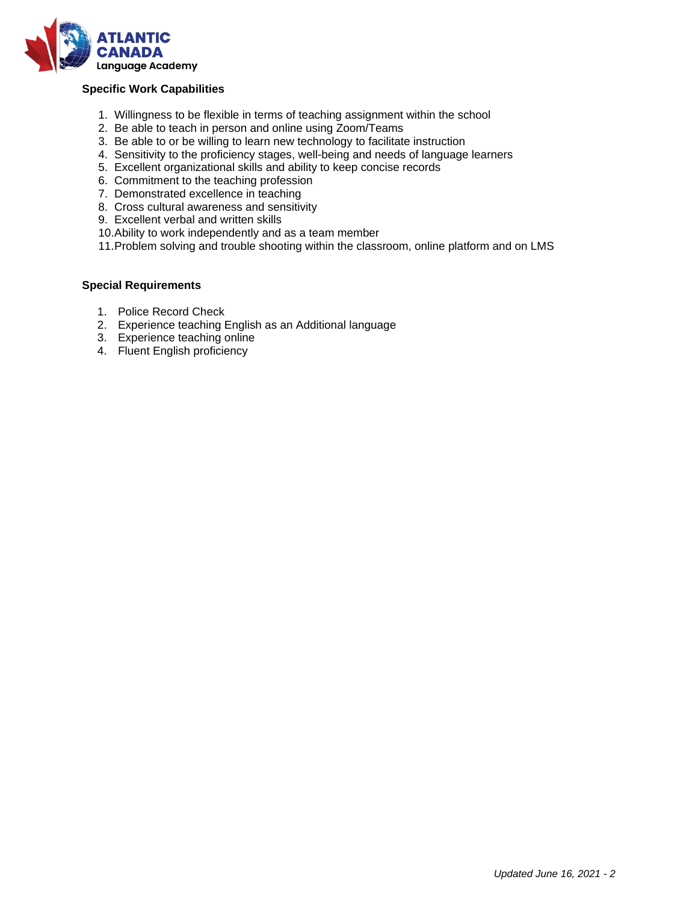**Specific Work Capabilities**

1. Willingness to be flexible in terms of teaching assignment within the school
2. Be able to teach in person and online using Zoom/Teams
3. Be able to or be willing to learn new technology to facilitate instruction
4. Sensitivity to the proficiency stages, well-being and needs of language learners
5. Excellent organizational skills and ability to keep concise records
6. Commitment to the teaching profession
7. Demonstrated excellence in teaching
8. Cross cultural awareness and sensitivity
9. Excellent verbal and written skills
10. Ability to work independently and as a team member
11. Problem solving and trouble shooting within the classroom, online platform and on LMS

**Special Requirements**

1. Police Record Check
2. Experience teaching English as an Additional language
3. Experience teaching online
4. Fluent English proficiency